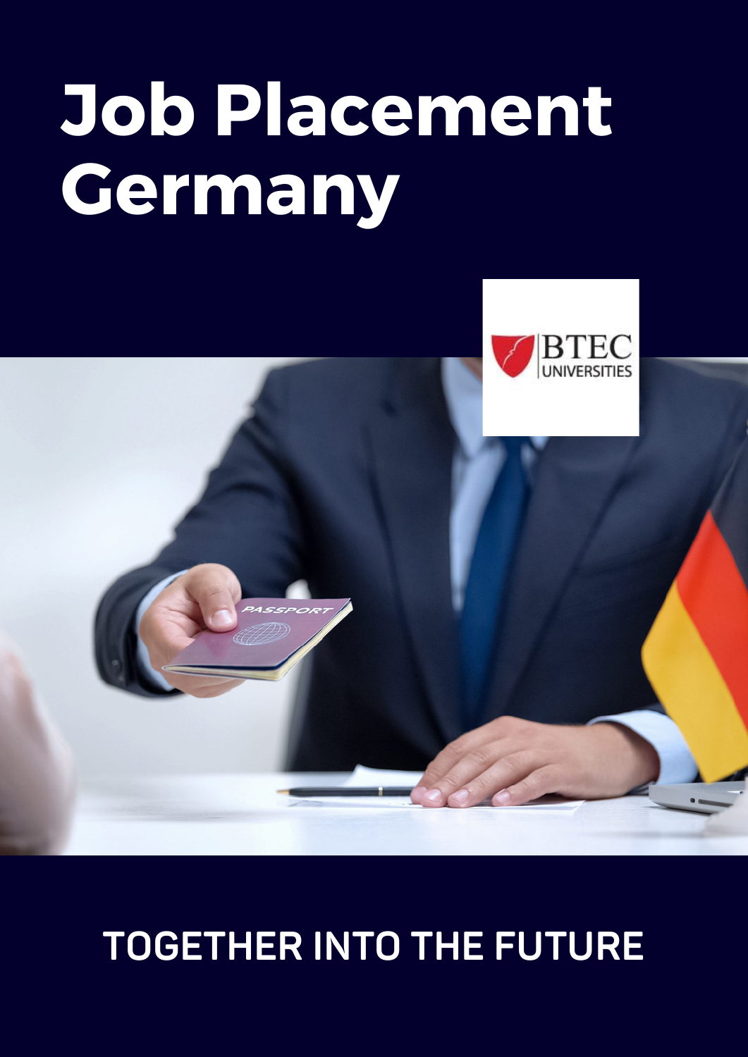# Job Placement Germany

TOGETHER INTO THE FUTURE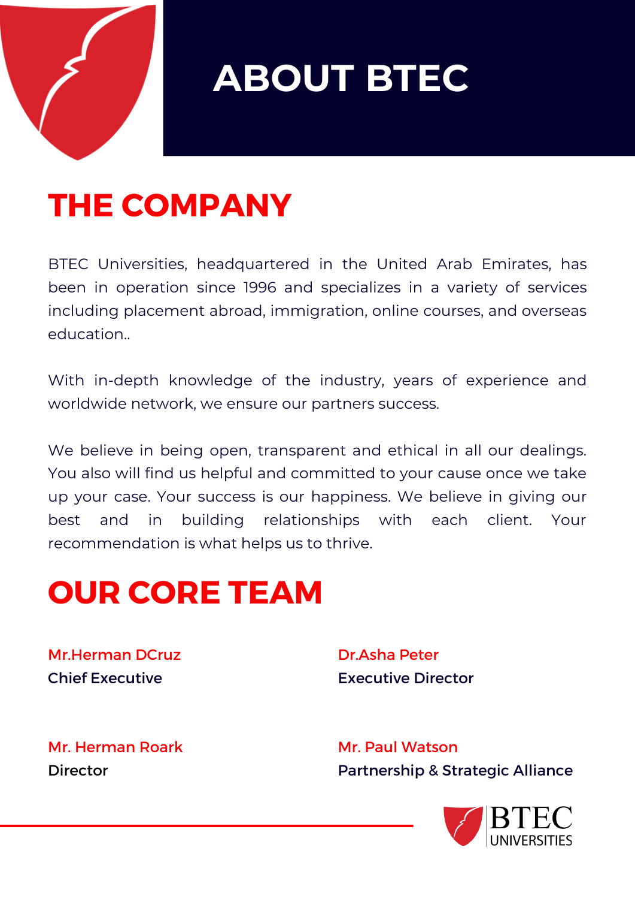# ABOUT BTEC

## THE COMPANY

BTEC Universities, headquartered in the United Arab Emirates, has been in operation since 1996 and specializes in a variety of services including placement abroad, immigration, online courses, and overseas education..

With in-depth knowledge of the industry, years of experience and worldwide network, we ensure our partners success.

We believe in being open, transparent and ethical in all our dealings. You also will find us helpful and committed to your cause once we take up your case. Your success is our happiness. We believe in giving our best and in building relationships with each client. Your recommendation is what helps us to thrive.

## OUR CORE TEAM

Mr.Herman DCruz
**Chief Executive**

Dr.Asha Peter
**Executive Director**

Mr. Herman Roark
**Director**

Mr. Paul Watson
**Partnership & Strategic Alliance**

BTEC UNIVERSITIES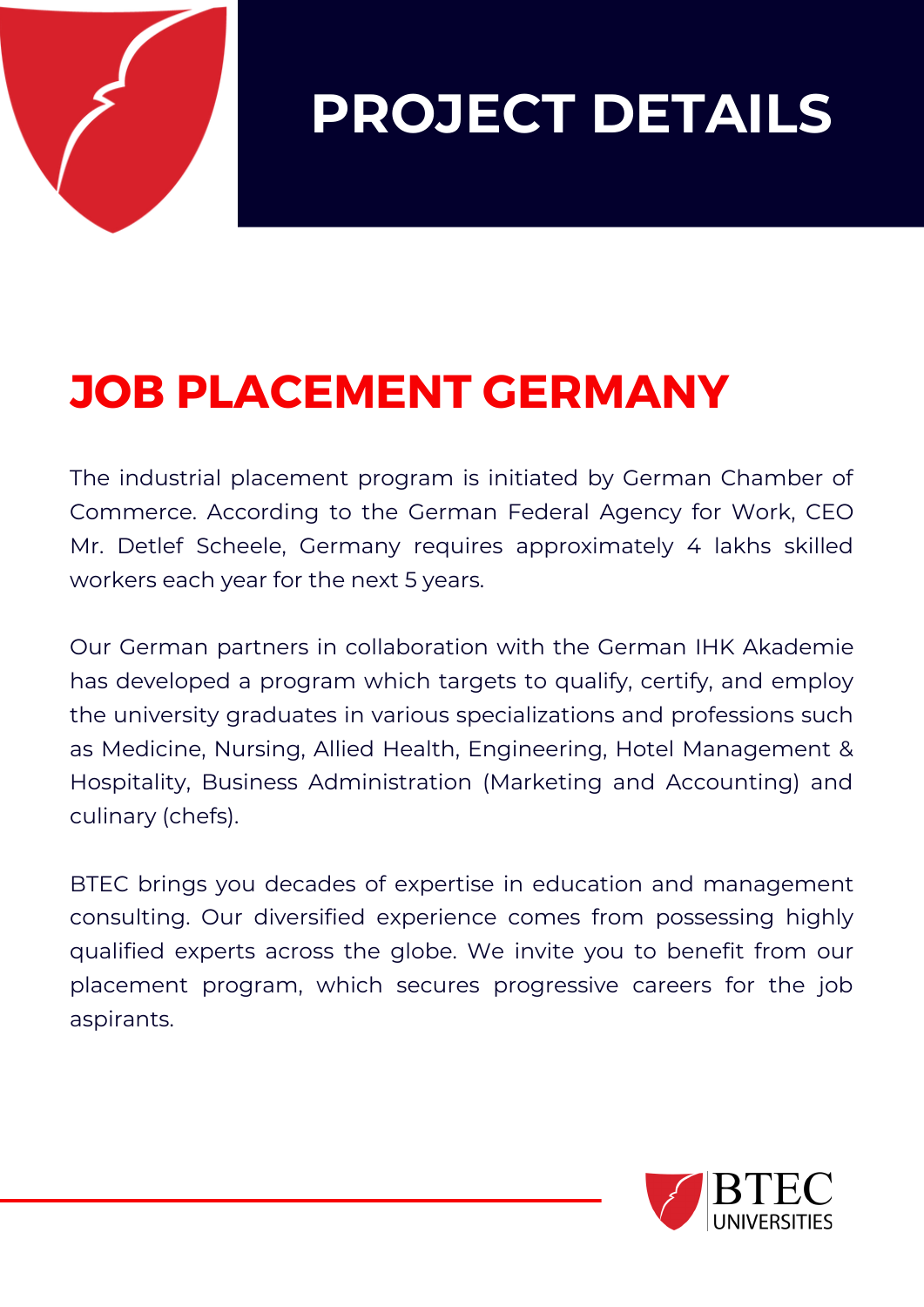# PROJECT DETAILS

## JOB PLACEMENT GERMANY

The industrial placement program is initiated by German Chamber of Commerce. According to the German Federal Agency for Work, CEO Mr. Detlef Scheele, Germany requires approximately 4 lakhs skilled workers each year for the next 5 years.

Our German partners in collaboration with the German IHK Akademie has developed a program which targets to qualify, certify, and employ the university graduates in various specializations and professions such as Medicine, Nursing, Allied Health, Engineering, Hotel Management & Hospitality, Business Administration (Marketing and Accounting) and culinary (chefs).

BTEC brings you decades of expertise in education and management consulting. Our diversified experience comes from possessing highly qualified experts across the globe. We invite you to benefit from our placement program, which secures progressive careers for the job aspirants.

BTEC UNIVERSITIES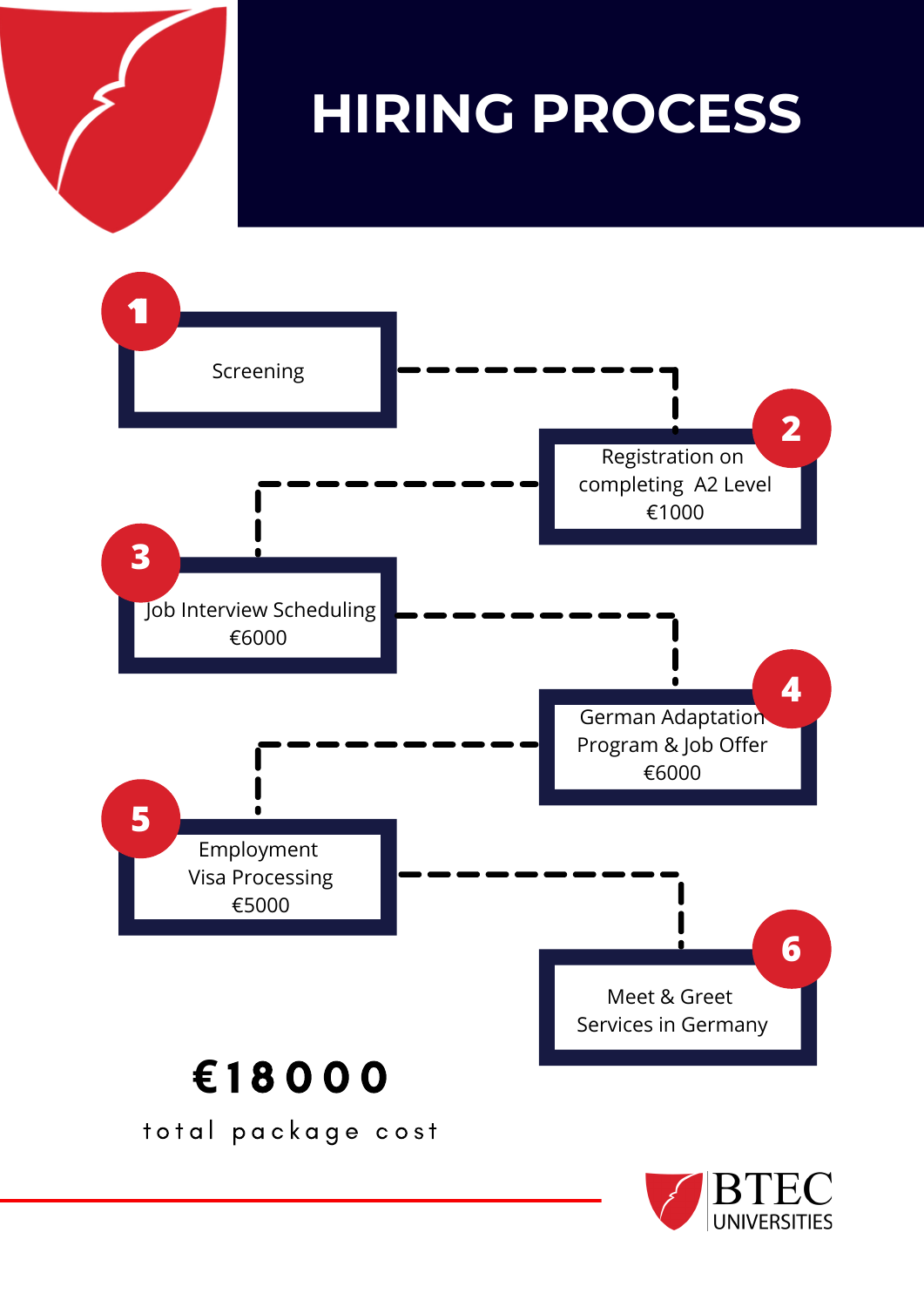# HIRING PROCESS

1. Screening

2. Registration on completing A2 Level
€1000

3. Job Interview Scheduling
€6000

4. German Adaptation Program & Job Offer
€6000

5. Employment Visa Processing
€5000

6. Meet & Greet Services in Germany

**€18000**

total package cost

BTEC UNIVERSITIES